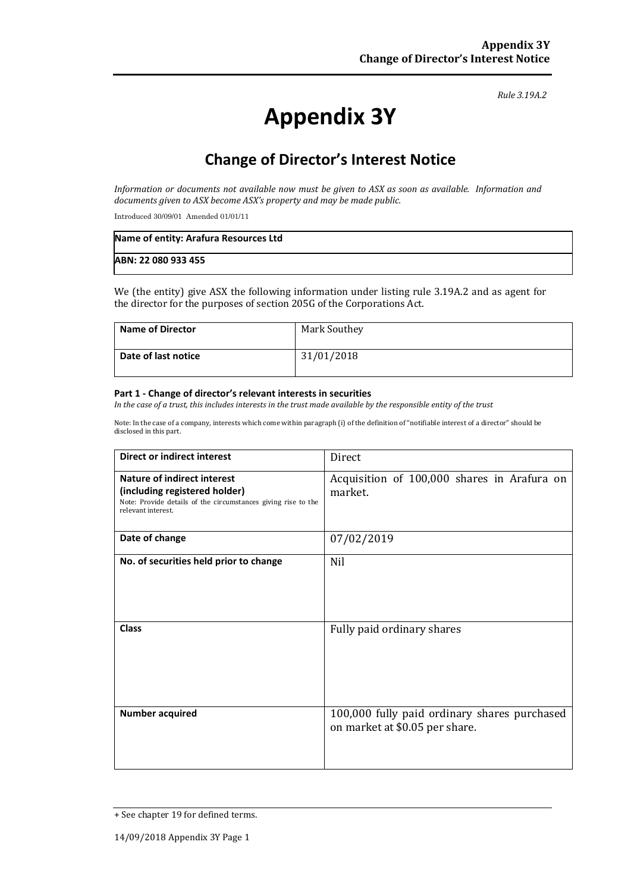*Rule 3.19A.2*

# Appendix 3Y

## Change of Director's Interest Notice

*Information or documents not available now must be given to ASX as soon as available. Information and documents given to ASX become ASX's property and may be made public.*

Introduced 30/09/01 Amended 01/01/11

| |
|---|
| **Name of entity: Arafura Resources Ltd** |
| **ABN: 22 080 933 455** |

We (the entity) give ASX the following information under listing rule 3.19A.2 and as agent for the director for the purposes of section 205G of the Corporations Act.

| | |
|---|---|
| **Name of Director** | Mark Southey |
| **Date of last notice** | 31/01/2018 |

#### Part 1 - Change of director's relevant interests in securities

*In the case of a trust, this includes interests in the trust made available by the responsible entity of the trust*

Note: In the case of a company, interests which come within paragraph (i) of the definition of "notifiable interest of a director" should be disclosed in this part.

| | |
|---|---|
| **Direct or indirect interest** | Direct |
| **Nature of indirect interest (including registered holder)** Note: Provide details of the circumstances giving rise to the relevant interest. | Acquisition of 100,000 shares in Arafura on market. |
| **Date of change** | 07/02/2019 |
| **No. of securities held prior to change** | Nil |
| **Class** | Fully paid ordinary shares |
| **Number acquired** | 100,000 fully paid ordinary shares purchased on market at $0.05 per share. |

+ See chapter 19 for defined terms.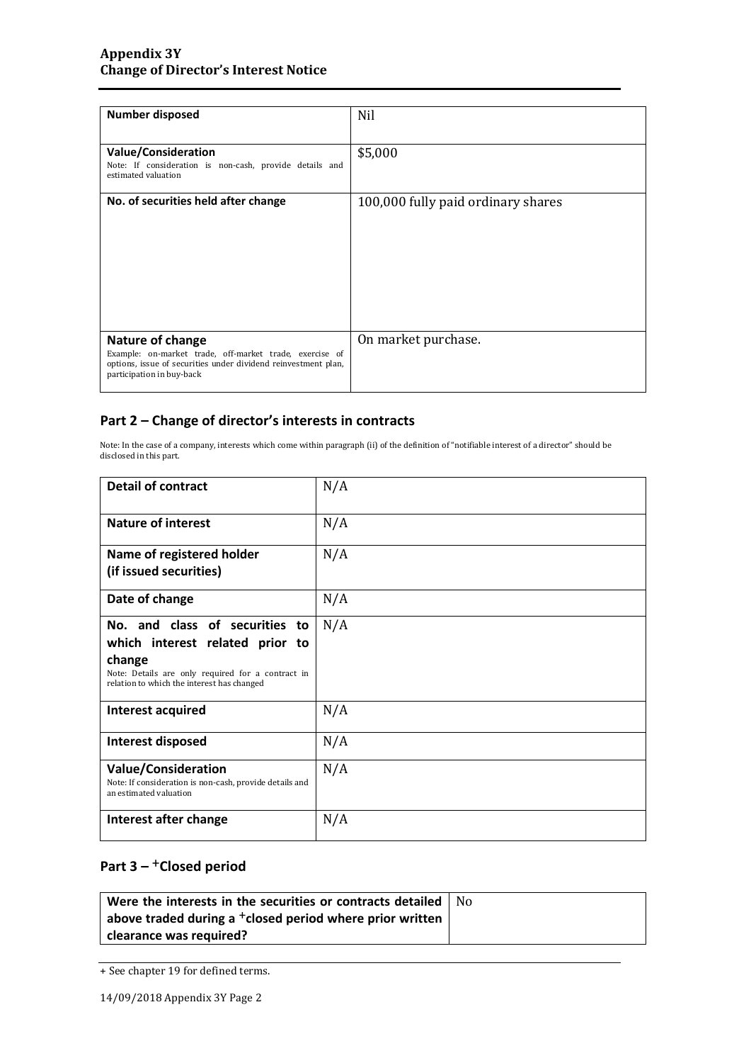| | |
|---|---|
| **Number disposed** | Nil |
| **Value/Consideration**<br>Note: If consideration is non-cash, provide details and estimated valuation | $5,000 |
| **No. of securities held after change** | 100,000 fully paid ordinary shares |
| **Nature of change**<br>Example: on-market trade, off-market trade, exercise of options, issue of securities under dividend reinvestment plan, participation in buy-back | On market purchase. |

## Part 2 – Change of director's interests in contracts

Note: In the case of a company, interests which come within paragraph (ii) of the definition of "notifiable interest of a director" should be disclosed in this part.

| | |
|---|---|
| **Detail of contract** | N/A |
| **Nature of interest** | N/A |
| **Name of registered holder (if issued securities)** | N/A |
| **Date of change** | N/A |
| **No. and class of securities to which interest related prior to change**<br>Note: Details are only required for a contract in relation to which the interest has changed | N/A |
| **Interest acquired** | N/A |
| **Interest disposed** | N/A |
| **Value/Consideration**<br>Note: If consideration is non-cash, provide details and an estimated valuation | N/A |
| **Interest after change** | N/A |

## Part 3 – +Closed period

| | |
|---|---|
| **Were the interests in the securities or contracts detailed above traded during a +closed period where prior written clearance was required?** | No |

+ See chapter 19 for defined terms.

14/09/2018 Appendix 3Y Page 2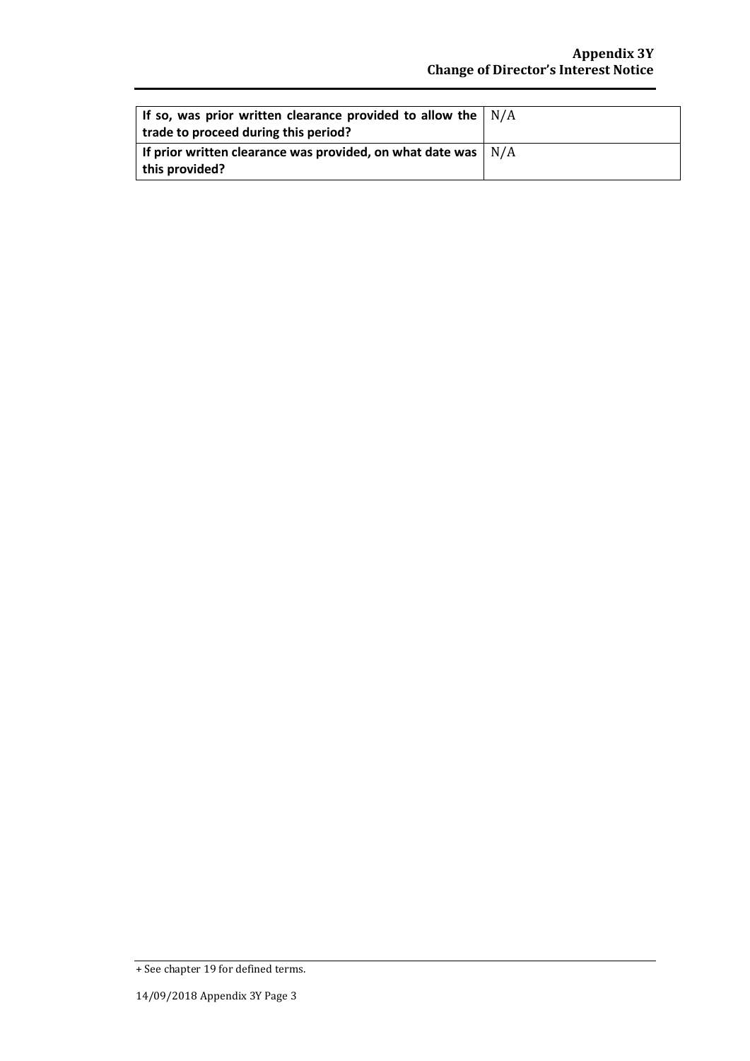| | |
|---|---|
| **If so, was prior written clearance provided to allow the trade to proceed during this period?** | N/A |
| **If prior written clearance was provided, on what date was this provided?** | N/A |

+ See chapter 19 for defined terms.